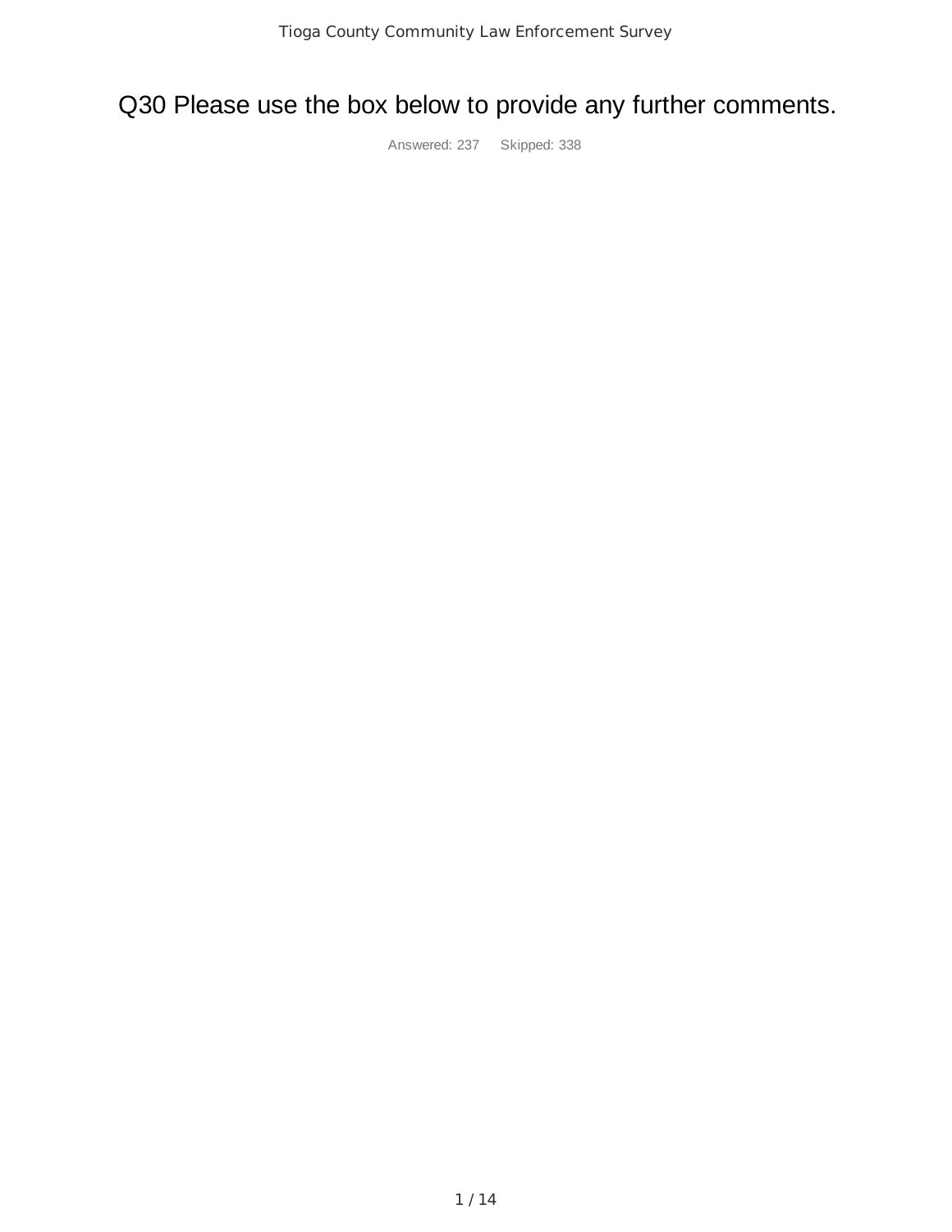# Q30 Please use the box below to provide any further comments.

Answered: 237 Skipped: 338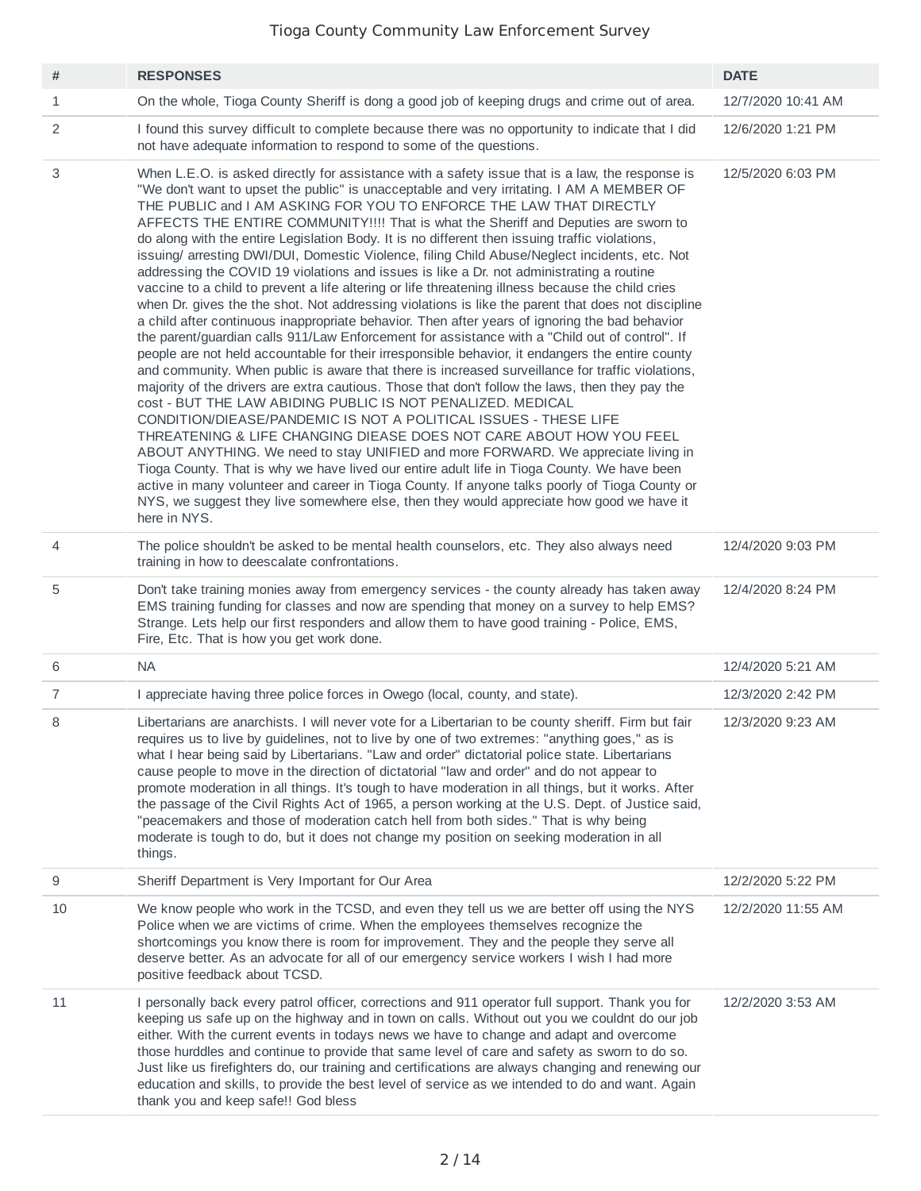| # | RESPONSES | DATE |
|---|---|---|
| 1 | On the whole, Tioga County Sheriff is dong a good job of keeping drugs and crime out of area. | 12/7/2020 10:41 AM |
| 2 | I found this survey difficult to complete because there was no opportunity to indicate that I did not have adequate information to respond to some of the questions. | 12/6/2020 1:21 PM |
| 3 | When L.E.O. is asked directly for assistance with a safety issue that is a law, the response is "We don't want to upset the public" is unacceptable and very irritating. I AM A MEMBER OF THE PUBLIC and I AM ASKING FOR YOU TO ENFORCE THE LAW THAT DIRECTLY AFFECTS THE ENTIRE COMMUNITY!!!! That is what the Sheriff and Deputies are sworn to do along with the entire Legislation Body. It is no different then issuing traffic violations, issuing/ arresting DWI/DUI, Domestic Violence, filing Child Abuse/Neglect incidents, etc. Not addressing the COVID 19 violations and issues is like a Dr. not administrating a routine vaccine to a child to prevent a life altering or life threatening illness because the child cries when Dr. gives the the shot. Not addressing violations is like the parent that does not discipline a child after continuous inappropriate behavior. Then after years of ignoring the bad behavior the parent/guardian calls 911/Law Enforcement for assistance with a "Child out of control". If people are not held accountable for their irresponsible behavior, it endangers the entire county and community. When public is aware that there is increased surveillance for traffic violations, majority of the drivers are extra cautious. Those that don't follow the laws, then they pay the cost - BUT THE LAW ABIDING PUBLIC IS NOT PENALIZED. MEDICAL CONDITION/DIEASE/PANDEMIC IS NOT A POLITICAL ISSUES - THESE LIFE THREATENING & LIFE CHANGING DIEASE DOES NOT CARE ABOUT HOW YOU FEEL ABOUT ANYTHING. We need to stay UNIFIED and more FORWARD. We appreciate living in Tioga County. That is why we have lived our entire adult life in Tioga County. We have been active in many volunteer and career in Tioga County. If anyone talks poorly of Tioga County or NYS, we suggest they live somewhere else, then they would appreciate how good we have it here in NYS. | 12/5/2020 6:03 PM |
| 4 | The police shouldn't be asked to be mental health counselors, etc. They also always need training in how to deescalate confrontations. | 12/4/2020 9:03 PM |
| 5 | Don't take training monies away from emergency services - the county already has taken away EMS training funding for classes and now are spending that money on a survey to help EMS? Strange. Lets help our first responders and allow them to have good training - Police, EMS, Fire, Etc. That is how you get work done. | 12/4/2020 8:24 PM |
| 6 | NA | 12/4/2020 5:21 AM |
| 7 | I appreciate having three police forces in Owego (local, county, and state). | 12/3/2020 2:42 PM |
| 8 | Libertarians are anarchists. I will never vote for a Libertarian to be county sheriff. Firm but fair requires us to live by guidelines, not to live by one of two extremes: "anything goes," as is what I hear being said by Libertarians. "Law and order" dictatorial police state. Libertarians cause people to move in the direction of dictatorial "law and order" and do not appear to promote moderation in all things. It's tough to have moderation in all things, but it works. After the passage of the Civil Rights Act of 1965, a person working at the U.S. Dept. of Justice said, "peacemakers and those of moderation catch hell from both sides." That is why being moderate is tough to do, but it does not change my position on seeking moderation in all things. | 12/3/2020 9:23 AM |
| 9 | Sheriff Department is Very Important for Our Area | 12/2/2020 5:22 PM |
| 10 | We know people who work in the TCSD, and even they tell us we are better off using the NYS Police when we are victims of crime. When the employees themselves recognize the shortcomings you know there is room for improvement. They and the people they serve all deserve better. As an advocate for all of our emergency service workers I wish I had more positive feedback about TCSD. | 12/2/2020 11:55 AM |
| 11 | I personally back every patrol officer, corrections and 911 operator full support. Thank you for keeping us safe up on the highway and in town on calls. Without out you we couldnt do our job either. With the current events in todays news we have to change and adapt and overcome those hurddles and continue to provide that same level of care and safety as sworn to do so. Just like us firefighters do, our training and certifications are always changing and renewing our education and skills, to provide the best level of service as we intended to do and want. Again thank you and keep safe!! God bless | 12/2/2020 3:53 AM |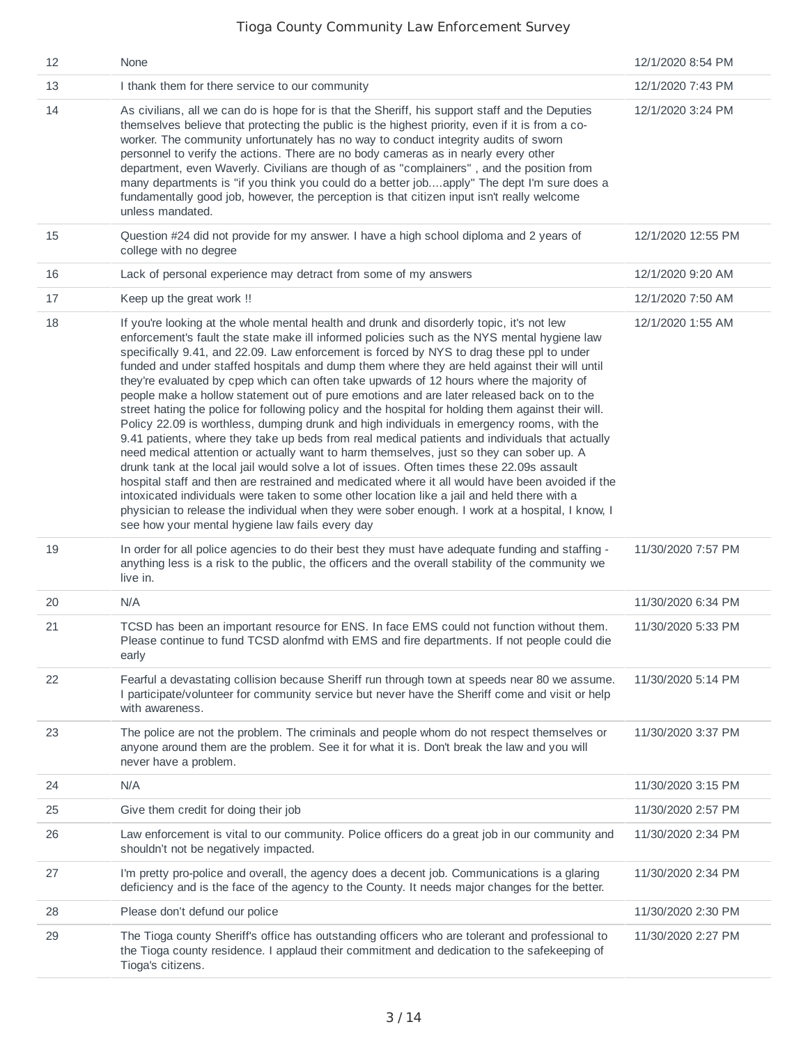| | | |
|---|---|---|
| 12 | None | 12/1/2020 8:54 PM |
| 13 | I thank them for there service to our community | 12/1/2020 7:43 PM |
| 14 | As civilians, all we can do is hope for is that the Sheriff, his support staff and the Deputies themselves believe that protecting the public is the highest priority, even if it is from a co-worker. The community unfortunately has no way to conduct integrity audits of sworn personnel to verify the actions. There are no body cameras as in nearly every other department, even Waverly. Civilians are though of as "complainers" , and the position from many departments is "if you think you could do a better job....apply" The dept I'm sure does a fundamentally good job, however, the perception is that citizen input isn't really welcome unless mandated. | 12/1/2020 3:24 PM |
| 15 | Question #24 did not provide for my answer. I have a high school diploma and 2 years of college with no degree | 12/1/2020 12:55 PM |
| 16 | Lack of personal experience may detract from some of my answers | 12/1/2020 9:20 AM |
| 17 | Keep up the great work !! | 12/1/2020 7:50 AM |
| 18 | If you're looking at the whole mental health and drunk and disorderly topic, it's not lew enforcement's fault the state make ill informed policies such as the NYS mental hygiene law specifically 9.41, and 22.09. Law enforcement is forced by NYS to drag these ppl to under funded and under staffed hospitals and dump them where they are held against their will until they're evaluated by cpep which can often take upwards of 12 hours where the majority of people make a hollow statement out of pure emotions and are later released back on to the street hating the police for following policy and the hospital for holding them against their will. Policy 22.09 is worthless, dumping drunk and high individuals in emergency rooms, with the 9.41 patients, where they take up beds from real medical patients and individuals that actually need medical attention or actually want to harm themselves, just so they can sober up. A drunk tank at the local jail would solve a lot of issues. Often times these 22.09s assault hospital staff and then are restrained and medicated where it all would have been avoided if the intoxicated individuals were taken to some other location like a jail and held there with a physician to release the individual when they were sober enough. I work at a hospital, I know, I see how your mental hygiene law fails every day | 12/1/2020 1:55 AM |
| 19 | In order for all police agencies to do their best they must have adequate funding and staffing - anything less is a risk to the public, the officers and the overall stability of the community we live in. | 11/30/2020 7:57 PM |
| 20 | N/A | 11/30/2020 6:34 PM |
| 21 | TCSD has been an important resource for ENS. In face EMS could not function without them. Please continue to fund TCSD alonfmd with EMS and fire departments. If not people could die early | 11/30/2020 5:33 PM |
| 22 | Fearful a devastating collision because Sheriff run through town at speeds near 80 we assume. I participate/volunteer for community service but never have the Sheriff come and visit or help with awareness. | 11/30/2020 5:14 PM |
| 23 | The police are not the problem. The criminals and people whom do not respect themselves or anyone around them are the problem. See it for what it is. Don't break the law and you will never have a problem. | 11/30/2020 3:37 PM |
| 24 | N/A | 11/30/2020 3:15 PM |
| 25 | Give them credit for doing their job | 11/30/2020 2:57 PM |
| 26 | Law enforcement is vital to our community. Police officers do a great job in our community and shouldn't not be negatively impacted. | 11/30/2020 2:34 PM |
| 27 | I'm pretty pro-police and overall, the agency does a decent job. Communications is a glaring deficiency and is the face of the agency to the County. It needs major changes for the better. | 11/30/2020 2:34 PM |
| 28 | Please don't defund our police | 11/30/2020 2:30 PM |
| 29 | The Tioga county Sheriff's office has outstanding officers who are tolerant and professional to the Tioga county residence. I applaud their commitment and dedication to the safekeeping of Tioga's citizens. | 11/30/2020 2:27 PM |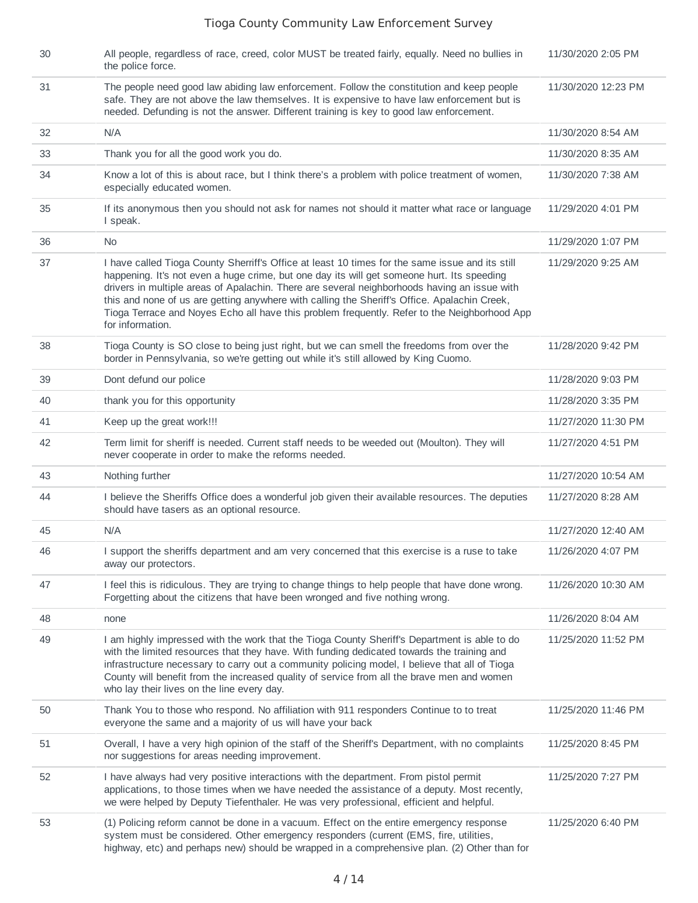| | | |
|---|---|---|
| 30 | All people, regardless of race, creed, color MUST be treated fairly, equally. Need no bullies in the police force. | 11/30/2020 2:05 PM |
| 31 | The people need good law abiding law enforcement. Follow the constitution and keep people safe. They are not above the law themselves. It is expensive to have law enforcement but is needed. Defunding is not the answer. Different training is key to good law enforcement. | 11/30/2020 12:23 PM |
| 32 | N/A | 11/30/2020 8:54 AM |
| 33 | Thank you for all the good work you do. | 11/30/2020 8:35 AM |
| 34 | Know a lot of this is about race, but I think there's a problem with police treatment of women, especially educated women. | 11/30/2020 7:38 AM |
| 35 | If its anonymous then you should not ask for names not should it matter what race or language I speak. | 11/29/2020 4:01 PM |
| 36 | No | 11/29/2020 1:07 PM |
| 37 | I have called Tioga County Sherriff's Office at least 10 times for the same issue and its still happening. It's not even a huge crime, but one day its will get someone hurt. Its speeding drivers in multiple areas of Apalachin. There are several neighborhoods having an issue with this and none of us are getting anywhere with calling the Sheriff's Office. Apalachin Creek, Tioga Terrace and Noyes Echo all have this problem frequently. Refer to the Neighborhood App for information. | 11/29/2020 9:25 AM |
| 38 | Tioga County is SO close to being just right, but we can smell the freedoms from over the border in Pennsylvania, so we're getting out while it's still allowed by King Cuomo. | 11/28/2020 9:42 PM |
| 39 | Dont defund our police | 11/28/2020 9:03 PM |
| 40 | thank you for this opportunity | 11/28/2020 3:35 PM |
| 41 | Keep up the great work!!! | 11/27/2020 11:30 PM |
| 42 | Term limit for sheriff is needed. Current staff needs to be weeded out (Moulton). They will never cooperate in order to make the reforms needed. | 11/27/2020 4:51 PM |
| 43 | Nothing further | 11/27/2020 10:54 AM |
| 44 | I believe the Sheriffs Office does a wonderful job given their available resources. The deputies should have tasers as an optional resource. | 11/27/2020 8:28 AM |
| 45 | N/A | 11/27/2020 12:40 AM |
| 46 | I support the sheriffs department and am very concerned that this exercise is a ruse to take away our protectors. | 11/26/2020 4:07 PM |
| 47 | I feel this is ridiculous. They are trying to change things to help people that have done wrong. Forgetting about the citizens that have been wronged and five nothing wrong. | 11/26/2020 10:30 AM |
| 48 | none | 11/26/2020 8:04 AM |
| 49 | I am highly impressed with the work that the Tioga County Sheriff's Department is able to do with the limited resources that they have. With funding dedicated towards the training and infrastructure necessary to carry out a community policing model, I believe that all of Tioga County will benefit from the increased quality of service from all the brave men and women who lay their lives on the line every day. | 11/25/2020 11:52 PM |
| 50 | Thank You to those who respond. No affiliation with 911 responders Continue to to treat everyone the same and a majority of us will have your back | 11/25/2020 11:46 PM |
| 51 | Overall, I have a very high opinion of the staff of the Sheriff's Department, with no complaints nor suggestions for areas needing improvement. | 11/25/2020 8:45 PM |
| 52 | I have always had very positive interactions with the department. From pistol permit applications, to those times when we have needed the assistance of a deputy. Most recently, we were helped by Deputy Tiefenthaler. He was very professional, efficient and helpful. | 11/25/2020 7:27 PM |
| 53 | (1) Policing reform cannot be done in a vacuum. Effect on the entire emergency response system must be considered. Other emergency responders (current (EMS, fire, utilities, highway, etc) and perhaps new) should be wrapped in a comprehensive plan. (2) Other than for | 11/25/2020 6:40 PM |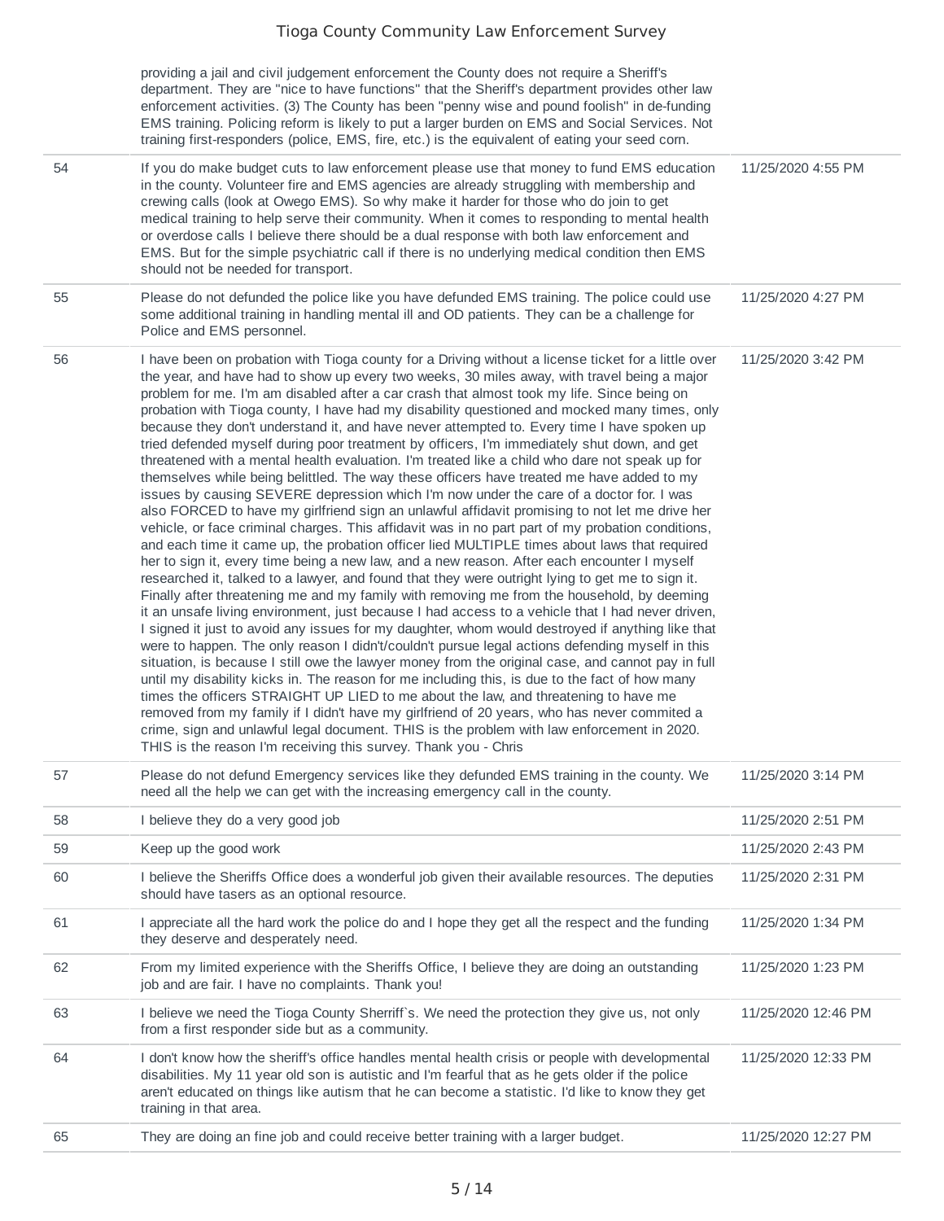| | | |
|---|---|---|
| | providing a jail and civil judgement enforcement the County does not require a Sheriff's department. They are "nice to have functions" that the Sheriff's department provides other law enforcement activities. (3) The County has been "penny wise and pound foolish" in de-funding EMS training. Policing reform is likely to put a larger burden on EMS and Social Services. Not training first-responders (police, EMS, fire, etc.) is the equivalent of eating your seed corn. | |
| 54 | If you do make budget cuts to law enforcement please use that money to fund EMS education in the county. Volunteer fire and EMS agencies are already struggling with membership and crewing calls (look at Owego EMS). So why make it harder for those who do join to get medical training to help serve their community. When it comes to responding to mental health or overdose calls I believe there should be a dual response with both law enforcement and EMS. But for the simple psychiatric call if there is no underlying medical condition then EMS should not be needed for transport. | 11/25/2020 4:55 PM |
| 55 | Please do not defunded the police like you have defunded EMS training. The police could use some additional training in handling mental ill and OD patients. They can be a challenge for Police and EMS personnel. | 11/25/2020 4:27 PM |
| 56 | I have been on probation with Tioga county for a Driving without a license ticket for a little over the year, and have had to show up every two weeks, 30 miles away, with travel being a major problem for me. I'm am disabled after a car crash that almost took my life. Since being on probation with Tioga county, I have had my disability questioned and mocked many times, only because they don't understand it, and have never attempted to. Every time I have spoken up tried defended myself during poor treatment by officers, I'm immediately shut down, and get threatened with a mental health evaluation. I'm treated like a child who dare not speak up for themselves while being belittled. The way these officers have treated me have added to my issues by causing SEVERE depression which I'm now under the care of a doctor for. I was also FORCED to have my girlfriend sign an unlawful affidavit promising to not let me drive her vehicle, or face criminal charges. This affidavit was in no part part of my probation conditions, and each time it came up, the probation officer lied MULTIPLE times about laws that required her to sign it, every time being a new law, and a new reason. After each encounter I myself researched it, talked to a lawyer, and found that they were outright lying to get me to sign it. Finally after threatening me and my family with removing me from the household, by deeming it an unsafe living environment, just because I had access to a vehicle that I had never driven, I signed it just to avoid any issues for my daughter, whom would destroyed if anything like that were to happen. The only reason I didn't/couldn't pursue legal actions defending myself in this situation, is because I still owe the lawyer money from the original case, and cannot pay in full until my disability kicks in. The reason for me including this, is due to the fact of how many times the officers STRAIGHT UP LIED to me about the law, and threatening to have me removed from my family if I didn't have my girlfriend of 20 years, who has never commited a crime, sign and unlawful legal document. THIS is the problem with law enforcement in 2020. THIS is the reason I'm receiving this survey. Thank you - Chris | 11/25/2020 3:42 PM |
| 57 | Please do not defund Emergency services like they defunded EMS training in the county. We need all the help we can get with the increasing emergency call in the county. | 11/25/2020 3:14 PM |
| 58 | I believe they do a very good job | 11/25/2020 2:51 PM |
| 59 | Keep up the good work | 11/25/2020 2:43 PM |
| 60 | I believe the Sheriffs Office does a wonderful job given their available resources. The deputies should have tasers as an optional resource. | 11/25/2020 2:31 PM |
| 61 | I appreciate all the hard work the police do and I hope they get all the respect and the funding they deserve and desperately need. | 11/25/2020 1:34 PM |
| 62 | From my limited experience with the Sheriffs Office, I believe they are doing an outstanding job and are fair. I have no complaints. Thank you! | 11/25/2020 1:23 PM |
| 63 | I believe we need the Tioga County Sherriff`s. We need the protection they give us, not only from a first responder side but as a community. | 11/25/2020 12:46 PM |
| 64 | I don't know how the sheriff's office handles mental health crisis or people with developmental disabilities. My 11 year old son is autistic and I'm fearful that as he gets older if the police aren't educated on things like autism that he can become a statistic. I'd like to know they get training in that area. | 11/25/2020 12:33 PM |
| 65 | They are doing an fine job and could receive better training with a larger budget. | 11/25/2020 12:27 PM |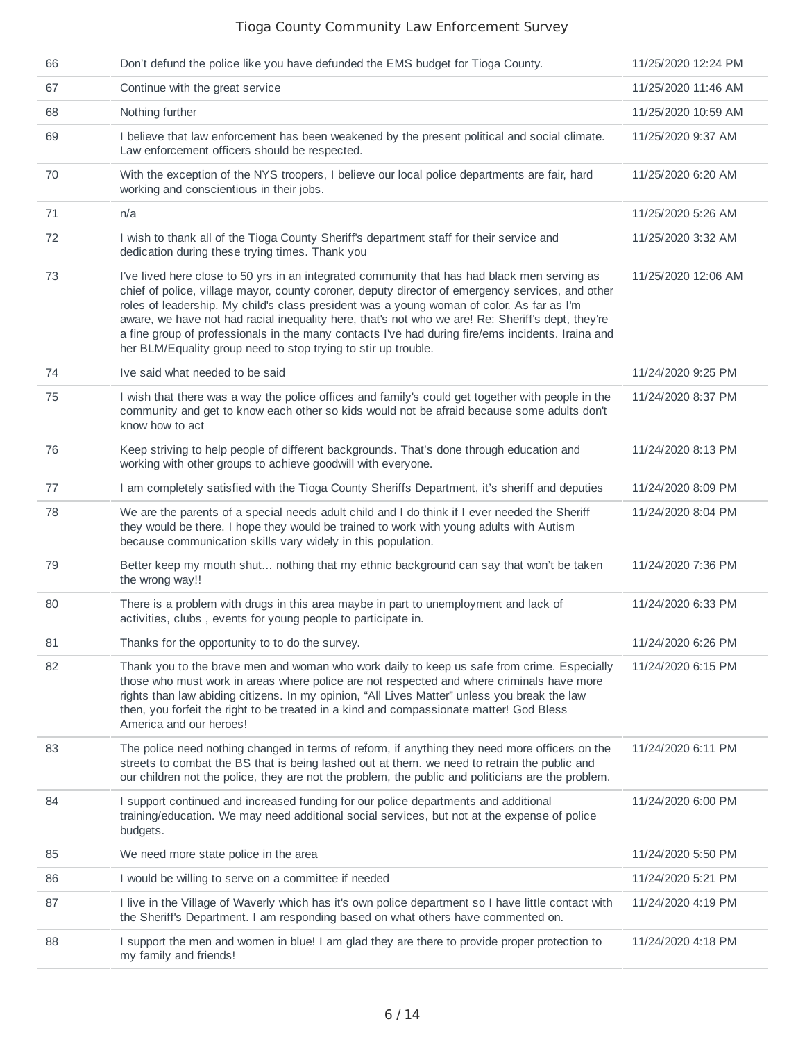| | | |
|---|---|---|
| 66 | Don't defund the police like you have defunded the EMS budget for Tioga County. | 11/25/2020 12:24 PM |
| 67 | Continue with the great service | 11/25/2020 11:46 AM |
| 68 | Nothing further | 11/25/2020 10:59 AM |
| 69 | I believe that law enforcement has been weakened by the present political and social climate. Law enforcement officers should be respected. | 11/25/2020 9:37 AM |
| 70 | With the exception of the NYS troopers, I believe our local police departments are fair, hard working and conscientious in their jobs. | 11/25/2020 6:20 AM |
| 71 | n/a | 11/25/2020 5:26 AM |
| 72 | I wish to thank all of the Tioga County Sheriff's department staff for their service and dedication during these trying times. Thank you | 11/25/2020 3:32 AM |
| 73 | I've lived here close to 50 yrs in an integrated community that has had black men serving as chief of police, village mayor, county coroner, deputy director of emergency services, and other roles of leadership. My child's class president was a young woman of color. As far as I'm aware, we have not had racial inequality here, that's not who we are! Re: Sheriff's dept, they're a fine group of professionals in the many contacts I've had during fire/ems incidents. Iraina and her BLM/Equality group need to stop trying to stir up trouble. | 11/25/2020 12:06 AM |
| 74 | Ive said what needed to be said | 11/24/2020 9:25 PM |
| 75 | I wish that there was a way the police offices and family's could get together with people in the community and get to know each other so kids would not be afraid because some adults don't know how to act | 11/24/2020 8:37 PM |
| 76 | Keep striving to help people of different backgrounds. That's done through education and working with other groups to achieve goodwill with everyone. | 11/24/2020 8:13 PM |
| 77 | I am completely satisfied with the Tioga County Sheriffs Department, it's sheriff and deputies | 11/24/2020 8:09 PM |
| 78 | We are the parents of a special needs adult child and I do think if I ever needed the Sheriff they would be there. I hope they would be trained to work with young adults with Autism because communication skills vary widely in this population. | 11/24/2020 8:04 PM |
| 79 | Better keep my mouth shut... nothing that my ethnic background can say that won't be taken the wrong way!! | 11/24/2020 7:36 PM |
| 80 | There is a problem with drugs in this area maybe in part to unemployment and lack of activities, clubs , events for young people to participate in. | 11/24/2020 6:33 PM |
| 81 | Thanks for the opportunity to to do the survey. | 11/24/2020 6:26 PM |
| 82 | Thank you to the brave men and woman who work daily to keep us safe from crime. Especially those who must work in areas where police are not respected and where criminals have more rights than law abiding citizens. In my opinion, "All Lives Matter" unless you break the law then, you forfeit the right to be treated in a kind and compassionate matter! God Bless America and our heroes! | 11/24/2020 6:15 PM |
| 83 | The police need nothing changed in terms of reform, if anything they need more officers on the streets to combat the BS that is being lashed out at them. we need to retrain the public and our children not the police, they are not the problem, the public and politicians are the problem. | 11/24/2020 6:11 PM |
| 84 | I support continued and increased funding for our police departments and additional training/education. We may need additional social services, but not at the expense of police budgets. | 11/24/2020 6:00 PM |
| 85 | We need more state police in the area | 11/24/2020 5:50 PM |
| 86 | I would be willing to serve on a committee if needed | 11/24/2020 5:21 PM |
| 87 | I live in the Village of Waverly which has it's own police department so I have little contact with the Sheriff's Department. I am responding based on what others have commented on. | 11/24/2020 4:19 PM |
| 88 | I support the men and women in blue! I am glad they are there to provide proper protection to my family and friends! | 11/24/2020 4:18 PM |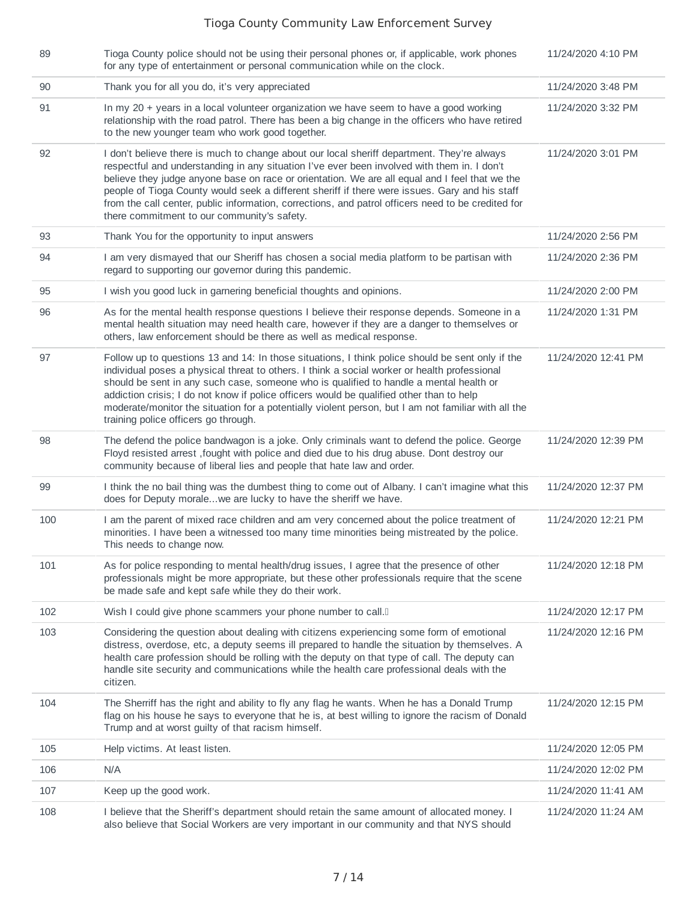| | | |
|---|---|---|
| 89 | Tioga County police should not be using their personal phones or, if applicable, work phones for any type of entertainment or personal communication while on the clock. | 11/24/2020 4:10 PM |
| 90 | Thank you for all you do, it's very appreciated | 11/24/2020 3:48 PM |
| 91 | In my 20 + years in a local volunteer organization we have seem to have a good working relationship with the road patrol. There has been a big change in the officers who have retired to the new younger team who work good together. | 11/24/2020 3:32 PM |
| 92 | I don't believe there is much to change about our local sheriff department. They're always respectful and understanding in any situation I've ever been involved with them in. I don't believe they judge anyone base on race or orientation. We are all equal and I feel that we the people of Tioga County would seek a different sheriff if there were issues. Gary and his staff from the call center, public information, corrections, and patrol officers need to be credited for there commitment to our community's safety. | 11/24/2020 3:01 PM |
| 93 | Thank You for the opportunity to input answers | 11/24/2020 2:56 PM |
| 94 | I am very dismayed that our Sheriff has chosen a social media platform to be partisan with regard to supporting our governor during this pandemic. | 11/24/2020 2:36 PM |
| 95 | I wish you good luck in garnering beneficial thoughts and opinions. | 11/24/2020 2:00 PM |
| 96 | As for the mental health response questions I believe their response depends. Someone in a mental health situation may need health care, however if they are a danger to themselves or others, law enforcement should be there as well as medical response. | 11/24/2020 1:31 PM |
| 97 | Follow up to questions 13 and 14: In those situations, I think police should be sent only if the individual poses a physical threat to others. I think a social worker or health professional should be sent in any such case, someone who is qualified to handle a mental health or addiction crisis; I do not know if police officers would be qualified other than to help moderate/monitor the situation for a potentially violent person, but I am not familiar with all the training police officers go through. | 11/24/2020 12:41 PM |
| 98 | The defend the police bandwagon is a joke. Only criminals want to defend the police. George Floyd resisted arrest ,fought with police and died due to his drug abuse. Dont destroy our community because of liberal lies and people that hate law and order. | 11/24/2020 12:39 PM |
| 99 | I think the no bail thing was the dumbest thing to come out of Albany. I can't imagine what this does for Deputy morale...we are lucky to have the sheriff we have. | 11/24/2020 12:37 PM |
| 100 | I am the parent of mixed race children and am very concerned about the police treatment of minorities. I have been a witnessed too many time minorities being mistreated by the police. This needs to change now. | 11/24/2020 12:21 PM |
| 101 | As for police responding to mental health/drug issues, I agree that the presence of other professionals might be more appropriate, but these other professionals require that the scene be made safe and kept safe while they do their work. | 11/24/2020 12:18 PM |
| 102 | Wish I could give phone scammers your phone number to call. | 11/24/2020 12:17 PM |
| 103 | Considering the question about dealing with citizens experiencing some form of emotional distress, overdose, etc, a deputy seems ill prepared to handle the situation by themselves. A health care profession should be rolling with the deputy on that type of call. The deputy can handle site security and communications while the health care professional deals with the citizen. | 11/24/2020 12:16 PM |
| 104 | The Sherriff has the right and ability to fly any flag he wants. When he has a Donald Trump flag on his house he says to everyone that he is, at best willing to ignore the racism of Donald Trump and at worst guilty of that racism himself. | 11/24/2020 12:15 PM |
| 105 | Help victims. At least listen. | 11/24/2020 12:05 PM |
| 106 | N/A | 11/24/2020 12:02 PM |
| 107 | Keep up the good work. | 11/24/2020 11:41 AM |
| 108 | I believe that the Sheriff's department should retain the same amount of allocated money. I also believe that Social Workers are very important in our community and that NYS should | 11/24/2020 11:24 AM |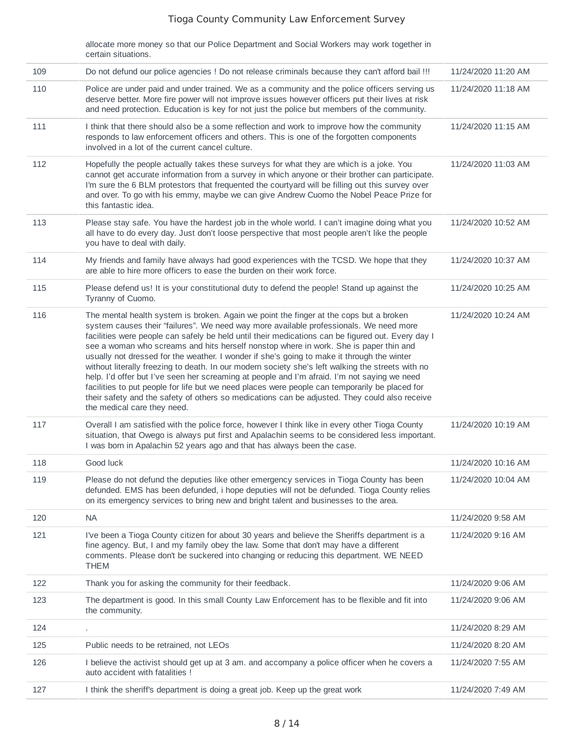|  |  |  |
|---|---|---|
|  | allocate more money so that our Police Department and Social Workers may work together in certain situations. |  |
| 109 | Do not defund our police agencies ! Do not release criminals because they can't afford bail !!! | 11/24/2020 11:20 AM |
| 110 | Police are under paid and under trained. We as a community and the police officers serving us deserve better. More fire power will not improve issues however officers put their lives at risk and need protection. Education is key for not just the police but members of the community. | 11/24/2020 11:18 AM |
| 111 | I think that there should also be a some reflection and work to improve how the community responds to law enforcement officers and others. This is one of the forgotten components involved in a lot of the current cancel culture. | 11/24/2020 11:15 AM |
| 112 | Hopefully the people actually takes these surveys for what they are which is a joke. You cannot get accurate information from a survey in which anyone or their brother can participate. I'm sure the 6 BLM protestors that frequented the courtyard will be filling out this survey over and over. To go with his emmy, maybe we can give Andrew Cuomo the Nobel Peace Prize for this fantastic idea. | 11/24/2020 11:03 AM |
| 113 | Please stay safe. You have the hardest job in the whole world. I can't imagine doing what you all have to do every day. Just don't loose perspective that most people aren't like the people you have to deal with daily. | 11/24/2020 10:52 AM |
| 114 | My friends and family have always had good experiences with the TCSD. We hope that they are able to hire more officers to ease the burden on their work force. | 11/24/2020 10:37 AM |
| 115 | Please defend us! It is your constitutional duty to defend the people! Stand up against the Tyranny of Cuomo. | 11/24/2020 10:25 AM |
| 116 | The mental health system is broken. Again we point the finger at the cops but a broken system causes their "failures". We need way more available professionals. We need more facilities were people can safely be held until their medications can be figured out. Every day I see a woman who screams and hits herself nonstop where in work. She is paper thin and usually not dressed for the weather. I wonder if she's going to make it through the winter without literally freezing to death. In our modern society she's left walking the streets with no help. I'd offer but I've seen her screaming at people and I'm afraid. I'm not saying we need facilities to put people for life but we need places were people can temporarily be placed for their safety and the safety of others so medications can be adjusted. They could also receive the medical care they need. | 11/24/2020 10:24 AM |
| 117 | Overall I am satisfied with the police force, however I think like in every other Tioga County situation, that Owego is always put first and Apalachin seems to be considered less important. I was born in Apalachin 52 years ago and that has always been the case. | 11/24/2020 10:19 AM |
| 118 | Good luck | 11/24/2020 10:16 AM |
| 119 | Please do not defund the deputies like other emergency services in Tioga County has been defunded. EMS has been defunded, i hope deputies will not be defunded. Tioga County relies on its emergency services to bring new and bright talent and businesses to the area. | 11/24/2020 10:04 AM |
| 120 | NA | 11/24/2020 9:58 AM |
| 121 | I've been a Tioga County citizen for about 30 years and believe the Sheriffs department is a fine agency. But, I and my family obey the law. Some that don't may have a different comments. Please don't be suckered into changing or reducing this department. WE NEED THEM | 11/24/2020 9:16 AM |
| 122 | Thank you for asking the community for their feedback. | 11/24/2020 9:06 AM |
| 123 | The department is good. In this small County Law Enforcement has to be flexible and fit into the community. | 11/24/2020 9:06 AM |
| 124 | . | 11/24/2020 8:29 AM |
| 125 | Public needs to be retrained, not LEOs | 11/24/2020 8:20 AM |
| 126 | I believe the activist should get up at 3 am. and accompany a police officer when he covers a auto accident with fatalities ! | 11/24/2020 7:55 AM |
| 127 | I think the sheriff's department is doing a great job. Keep up the great work | 11/24/2020 7:49 AM |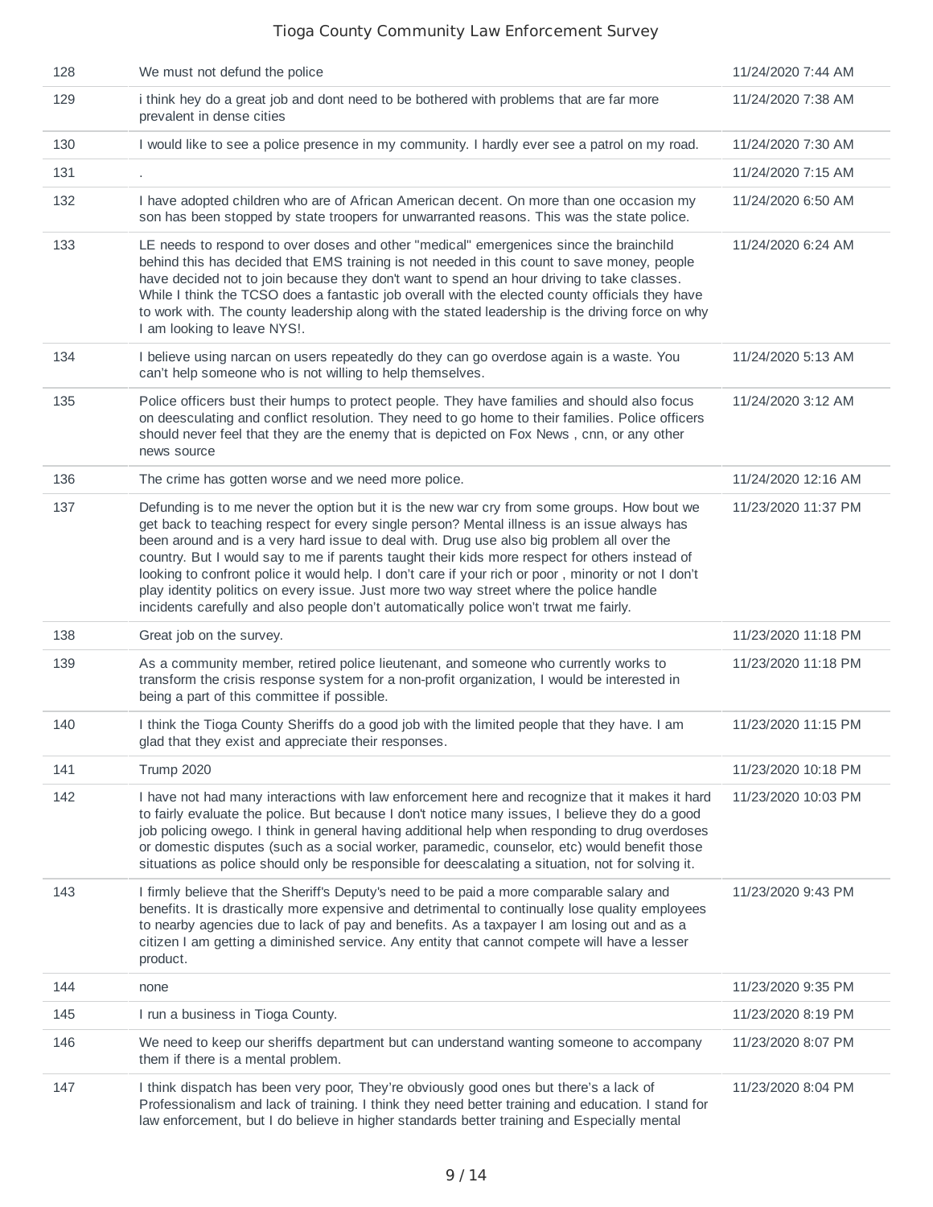| | | |
|---|---|---|
| 128 | We must not defund the police | 11/24/2020 7:44 AM |
| 129 | i think hey do a great job and dont need to be bothered with problems that are far more prevalent in dense cities | 11/24/2020 7:38 AM |
| 130 | I would like to see a police presence in my community. I hardly ever see a patrol on my road. | 11/24/2020 7:30 AM |
| 131 | . | 11/24/2020 7:15 AM |
| 132 | I have adopted children who are of African American decent. On more than one occasion my son has been stopped by state troopers for unwarranted reasons. This was the state police. | 11/24/2020 6:50 AM |
| 133 | LE needs to respond to over doses and other "medical" emergenices since the brainchild behind this has decided that EMS training is not needed in this count to save money, people have decided not to join because they don't want to spend an hour driving to take classes. While I think the TCSO does a fantastic job overall with the elected county officials they have to work with. The county leadership along with the stated leadership is the driving force on why I am looking to leave NYS!. | 11/24/2020 6:24 AM |
| 134 | I believe using narcan on users repeatedly do they can go overdose again is a waste. You can't help someone who is not willing to help themselves. | 11/24/2020 5:13 AM |
| 135 | Police officers bust their humps to protect people. They have families and should also focus on deesculating and conflict resolution. They need to go home to their families. Police officers should never feel that they are the enemy that is depicted on Fox News , cnn, or any other news source | 11/24/2020 3:12 AM |
| 136 | The crime has gotten worse and we need more police. | 11/24/2020 12:16 AM |
| 137 | Defunding is to me never the option but it is the new war cry from some groups. How bout we get back to teaching respect for every single person? Mental illness is an issue always has been around and is a very hard issue to deal with. Drug use also big problem all over the country. But I would say to me if parents taught their kids more respect for others instead of looking to confront police it would help. I don't care if your rich or poor , minority or not I don't play identity politics on every issue. Just more two way street where the police handle incidents carefully and also people don't automatically police won't trwat me fairly. | 11/23/2020 11:37 PM |
| 138 | Great job on the survey. | 11/23/2020 11:18 PM |
| 139 | As a community member, retired police lieutenant, and someone who currently works to transform the crisis response system for a non-profit organization, I would be interested in being a part of this committee if possible. | 11/23/2020 11:18 PM |
| 140 | I think the Tioga County Sheriffs do a good job with the limited people that they have. I am glad that they exist and appreciate their responses. | 11/23/2020 11:15 PM |
| 141 | Trump 2020 | 11/23/2020 10:18 PM |
| 142 | I have not had many interactions with law enforcement here and recognize that it makes it hard to fairly evaluate the police. But because I don't notice many issues, I believe they do a good job policing owego. I think in general having additional help when responding to drug overdoses or domestic disputes (such as a social worker, paramedic, counselor, etc) would benefit those situations as police should only be responsible for deescalating a situation, not for solving it. | 11/23/2020 10:03 PM |
| 143 | I firmly believe that the Sheriff's Deputy's need to be paid a more comparable salary and benefits. It is drastically more expensive and detrimental to continually lose quality employees to nearby agencies due to lack of pay and benefits. As a taxpayer I am losing out and as a citizen I am getting a diminished service. Any entity that cannot compete will have a lesser product. | 11/23/2020 9:43 PM |
| 144 | none | 11/23/2020 9:35 PM |
| 145 | I run a business in Tioga County. | 11/23/2020 8:19 PM |
| 146 | We need to keep our sheriffs department but can understand wanting someone to accompany them if there is a mental problem. | 11/23/2020 8:07 PM |
| 147 | I think dispatch has been very poor, They're obviously good ones but there's a lack of Professionalism and lack of training. I think they need better training and education. I stand for law enforcement, but I do believe in higher standards better training and Especially mental | 11/23/2020 8:04 PM |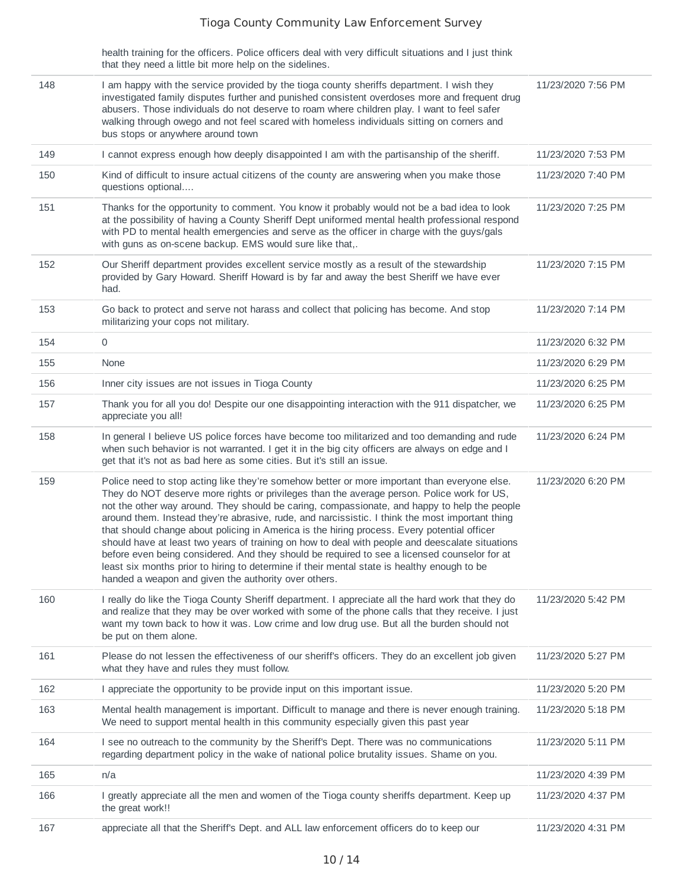| | | |
|---|---|---|
| | health training for the officers. Police officers deal with very difficult situations and I just think that they need a little bit more help on the sidelines. | |
| 148 | I am happy with the service provided by the tioga county sheriffs department. I wish they investigated family disputes further and punished consistent overdoses more and frequent drug abusers. Those individuals do not deserve to roam where children play. I want to feel safer walking through owego and not feel scared with homeless individuals sitting on corners and bus stops or anywhere around town | 11/23/2020 7:56 PM |
| 149 | I cannot express enough how deeply disappointed I am with the partisanship of the sheriff. | 11/23/2020 7:53 PM |
| 150 | Kind of difficult to insure actual citizens of the county are answering when you make those questions optional.... | 11/23/2020 7:40 PM |
| 151 | Thanks for the opportunity to comment. You know it probably would not be a bad idea to look at the possibility of having a County Sheriff Dept uniformed mental health professional respond with PD to mental health emergencies and serve as the officer in charge with the guys/gals with guns as on-scene backup. EMS would sure like that,. | 11/23/2020 7:25 PM |
| 152 | Our Sheriff department provides excellent service mostly as a result of the stewardship provided by Gary Howard. Sheriff Howard is by far and away the best Sheriff we have ever had. | 11/23/2020 7:15 PM |
| 153 | Go back to protect and serve not harass and collect that policing has become. And stop militarizing your cops not military. | 11/23/2020 7:14 PM |
| 154 | 0 | 11/23/2020 6:32 PM |
| 155 | None | 11/23/2020 6:29 PM |
| 156 | Inner city issues are not issues in Tioga County | 11/23/2020 6:25 PM |
| 157 | Thank you for all you do! Despite our one disappointing interaction with the 911 dispatcher, we appreciate you all! | 11/23/2020 6:25 PM |
| 158 | In general I believe US police forces have become too militarized and too demanding and rude when such behavior is not warranted. I get it in the big city officers are always on edge and I get that it's not as bad here as some cities. But it's still an issue. | 11/23/2020 6:24 PM |
| 159 | Police need to stop acting like they're somehow better or more important than everyone else. They do NOT deserve more rights or privileges than the average person. Police work for US, not the other way around. They should be caring, compassionate, and happy to help the people around them. Instead they're abrasive, rude, and narcissistic. I think the most important thing that should change about policing in America is the hiring process. Every potential officer should have at least two years of training on how to deal with people and deescalate situations before even being considered. And they should be required to see a licensed counselor for at least six months prior to hiring to determine if their mental state is healthy enough to be handed a weapon and given the authority over others. | 11/23/2020 6:20 PM |
| 160 | I really do like the Tioga County Sheriff department. I appreciate all the hard work that they do and realize that they may be over worked with some of the phone calls that they receive. I just want my town back to how it was. Low crime and low drug use. But all the burden should not be put on them alone. | 11/23/2020 5:42 PM |
| 161 | Please do not lessen the effectiveness of our sheriff's officers. They do an excellent job given what they have and rules they must follow. | 11/23/2020 5:27 PM |
| 162 | I appreciate the opportunity to be provide input on this important issue. | 11/23/2020 5:20 PM |
| 163 | Mental health management is important. Difficult to manage and there is never enough training. We need to support mental health in this community especially given this past year | 11/23/2020 5:18 PM |
| 164 | I see no outreach to the community by the Sheriff's Dept. There was no communications regarding department policy in the wake of national police brutality issues. Shame on you. | 11/23/2020 5:11 PM |
| 165 | n/a | 11/23/2020 4:39 PM |
| 166 | I greatly appreciate all the men and women of the Tioga county sheriffs department. Keep up the great work!! | 11/23/2020 4:37 PM |
| 167 | appreciate all that the Sheriff's Dept. and ALL law enforcement officers do to keep our | 11/23/2020 4:31 PM |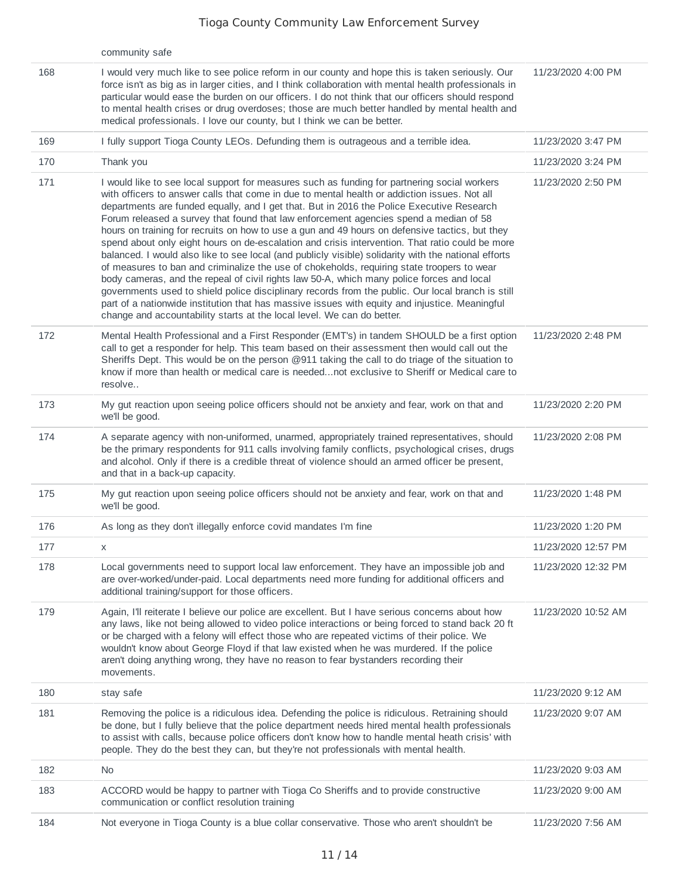| | | |
|---|---|---|
| | community safe | |
| 168 | I would very much like to see police reform in our county and hope this is taken seriously. Our force isn't as big as in larger cities, and I think collaboration with mental health professionals in particular would ease the burden on our officers. I do not think that our officers should respond to mental health crises or drug overdoses; those are much better handled by mental health and medical professionals. I love our county, but I think we can be better. | 11/23/2020 4:00 PM |
| 169 | I fully support Tioga County LEOs. Defunding them is outrageous and a terrible idea. | 11/23/2020 3:47 PM |
| 170 | Thank you | 11/23/2020 3:24 PM |
| 171 | I would like to see local support for measures such as funding for partnering social workers with officers to answer calls that come in due to mental health or addiction issues. Not all departments are funded equally, and I get that. But in 2016 the Police Executive Research Forum released a survey that found that law enforcement agencies spend a median of 58 hours on training for recruits on how to use a gun and 49 hours on defensive tactics, but they spend about only eight hours on de-escalation and crisis intervention. That ratio could be more balanced. I would also like to see local (and publicly visible) solidarity with the national efforts of measures to ban and criminalize the use of chokeholds, requiring state troopers to wear body cameras, and the repeal of civil rights law 50-A, which many police forces and local governments used to shield police disciplinary records from the public. Our local branch is still part of a nationwide institution that has massive issues with equity and injustice. Meaningful change and accountability starts at the local level. We can do better. | 11/23/2020 2:50 PM |
| 172 | Mental Health Professional and a First Responder (EMT's) in tandem SHOULD be a first option call to get a responder for help. This team based on their assessment then would call out the Sheriffs Dept. This would be on the person @911 taking the call to do triage of the situation to know if more than health or medical care is needed...not exclusive to Sheriff or Medical care to resolve.. | 11/23/2020 2:48 PM |
| 173 | My gut reaction upon seeing police officers should not be anxiety and fear, work on that and we'll be good. | 11/23/2020 2:20 PM |
| 174 | A separate agency with non-uniformed, unarmed, appropriately trained representatives, should be the primary respondents for 911 calls involving family conflicts, psychological crises, drugs and alcohol. Only if there is a credible threat of violence should an armed officer be present, and that in a back-up capacity. | 11/23/2020 2:08 PM |
| 175 | My gut reaction upon seeing police officers should not be anxiety and fear, work on that and we'll be good. | 11/23/2020 1:48 PM |
| 176 | As long as they don't illegally enforce covid mandates I'm fine | 11/23/2020 1:20 PM |
| 177 | x | 11/23/2020 12:57 PM |
| 178 | Local governments need to support local law enforcement. They have an impossible job and are over-worked/under-paid. Local departments need more funding for additional officers and additional training/support for those officers. | 11/23/2020 12:32 PM |
| 179 | Again, I'll reiterate I believe our police are excellent. But I have serious concerns about how any laws, like not being allowed to video police interactions or being forced to stand back 20 ft or be charged with a felony will effect those who are repeated victims of their police. We wouldn't know about George Floyd if that law existed when he was murdered. If the police aren't doing anything wrong, they have no reason to fear bystanders recording their movements. | 11/23/2020 10:52 AM |
| 180 | stay safe | 11/23/2020 9:12 AM |
| 181 | Removing the police is a ridiculous idea. Defending the police is ridiculous. Retraining should be done, but I fully believe that the police department needs hired mental health professionals to assist with calls, because police officers don't know how to handle mental heath crisis' with people. They do the best they can, but they're not professionals with mental health. | 11/23/2020 9:07 AM |
| 182 | No | 11/23/2020 9:03 AM |
| 183 | ACCORD would be happy to partner with Tioga Co Sheriffs and to provide constructive communication or conflict resolution training | 11/23/2020 9:00 AM |
| 184 | Not everyone in Tioga County is a blue collar conservative. Those who aren't shouldn't be | 11/23/2020 7:56 AM |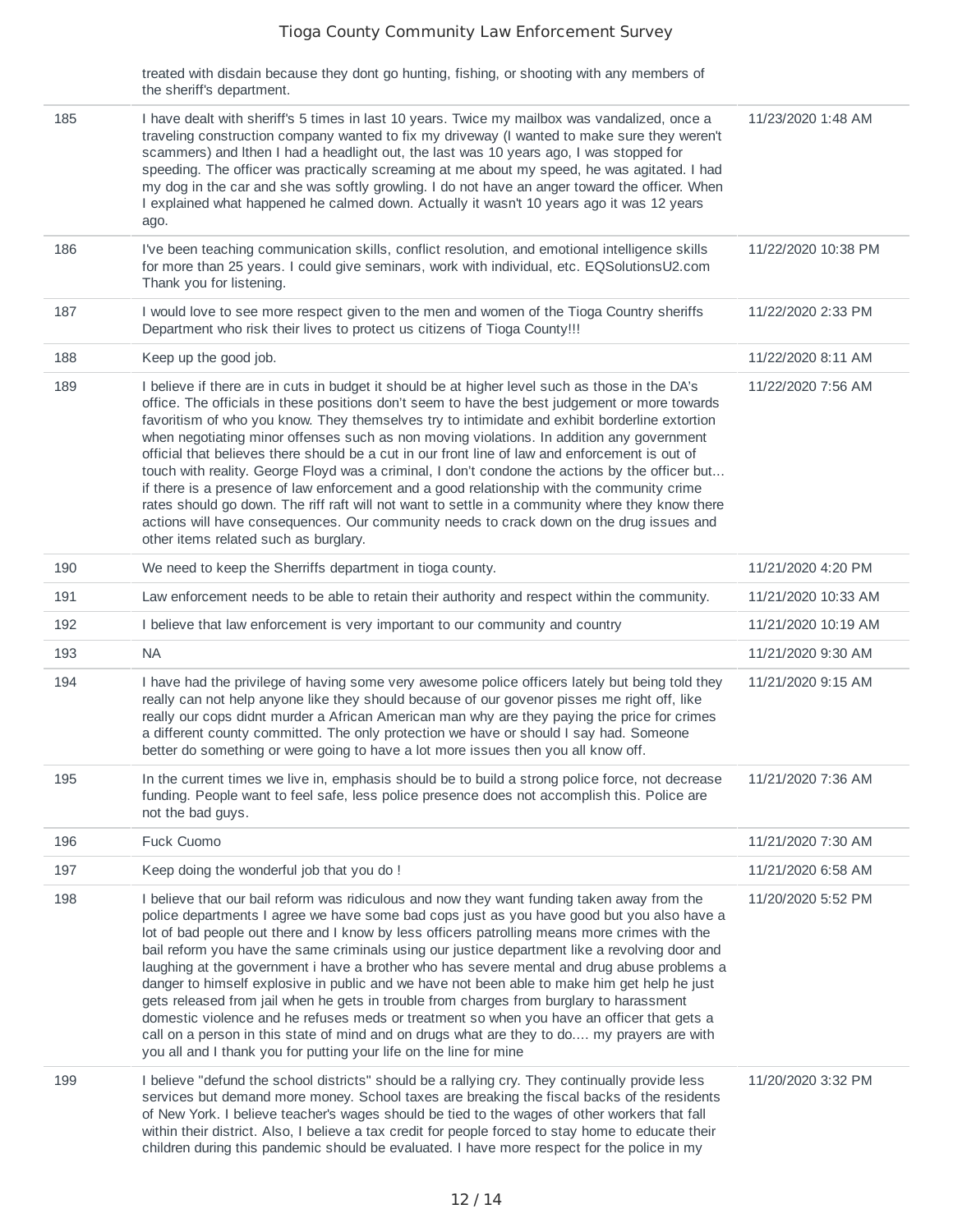| | | |
|---|---|---|
| | treated with disdain because they dont go hunting, fishing, or shooting with any members of the sheriff's department. | |
| 185 | I have dealt with sheriff's 5 times in last 10 years. Twice my mailbox was vandalized, once a traveling construction company wanted to fix my driveway (I wanted to make sure they weren't scammers) and lthen I had a headlight out, the last was 10 years ago, I was stopped for speeding. The officer was practically screaming at me about my speed, he was agitated. I had my dog in the car and she was softly growling. I do not have an anger toward the officer. When I explained what happened he calmed down. Actually it wasn't 10 years ago it was 12 years ago. | 11/23/2020 1:48 AM |
| 186 | I've been teaching communication skills, conflict resolution, and emotional intelligence skills for more than 25 years. I could give seminars, work with individual, etc. EQSolutionsU2.com Thank you for listening. | 11/22/2020 10:38 PM |
| 187 | I would love to see more respect given to the men and women of the Tioga Country sheriffs Department who risk their lives to protect us citizens of Tioga County!!! | 11/22/2020 2:33 PM |
| 188 | Keep up the good job. | 11/22/2020 8:11 AM |
| 189 | I believe if there are in cuts in budget it should be at higher level such as those in the DA's office. The officials in these positions don't seem to have the best judgement or more towards favoritism of who you know. They themselves try to intimidate and exhibit borderline extortion when negotiating minor offenses such as non moving violations. In addition any government official that believes there should be a cut in our front line of law and enforcement is out of touch with reality. George Floyd was a criminal, I don't condone the actions by the officer but... if there is a presence of law enforcement and a good relationship with the community crime rates should go down. The riff raft will not want to settle in a community where they know there actions will have consequences. Our community needs to crack down on the drug issues and other items related such as burglary. | 11/22/2020 7:56 AM |
| 190 | We need to keep the Sherriffs department in tioga county. | 11/21/2020 4:20 PM |
| 191 | Law enforcement needs to be able to retain their authority and respect within the community. | 11/21/2020 10:33 AM |
| 192 | I believe that law enforcement is very important to our community and country | 11/21/2020 10:19 AM |
| 193 | NA | 11/21/2020 9:30 AM |
| 194 | I have had the privilege of having some very awesome police officers lately but being told they really can not help anyone like they should because of our govenor pisses me right off, like really our cops didnt murder a African American man why are they paying the price for crimes a different county committed. The only protection we have or should I say had. Someone better do something or were going to have a lot more issues then you all know off. | 11/21/2020 9:15 AM |
| 195 | In the current times we live in, emphasis should be to build a strong police force, not decrease funding. People want to feel safe, less police presence does not accomplish this. Police are not the bad guys. | 11/21/2020 7:36 AM |
| 196 | Fuck Cuomo | 11/21/2020 7:30 AM |
| 197 | Keep doing the wonderful job that you do ! | 11/21/2020 6:58 AM |
| 198 | I believe that our bail reform was ridiculous and now they want funding taken away from the police departments I agree we have some bad cops just as you have good but you also have a lot of bad people out there and I know by less officers patrolling means more crimes with the bail reform you have the same criminals using our justice department like a revolving door and laughing at the government i have a brother who has severe mental and drug abuse problems a danger to himself explosive in public and we have not been able to make him get help he just gets released from jail when he gets in trouble from charges from burglary to harassment domestic violence and he refuses meds or treatment so when you have an officer that gets a call on a person in this state of mind and on drugs what are they to do.... my prayers are with you all and I thank you for putting your life on the line for mine | 11/20/2020 5:52 PM |
| 199 | I believe "defund the school districts" should be a rallying cry. They continually provide less services but demand more money. School taxes are breaking the fiscal backs of the residents of New York. I believe teacher's wages should be tied to the wages of other workers that fall within their district. Also, I believe a tax credit for people forced to stay home to educate their children during this pandemic should be evaluated. I have more respect for the police in my | 11/20/2020 3:32 PM |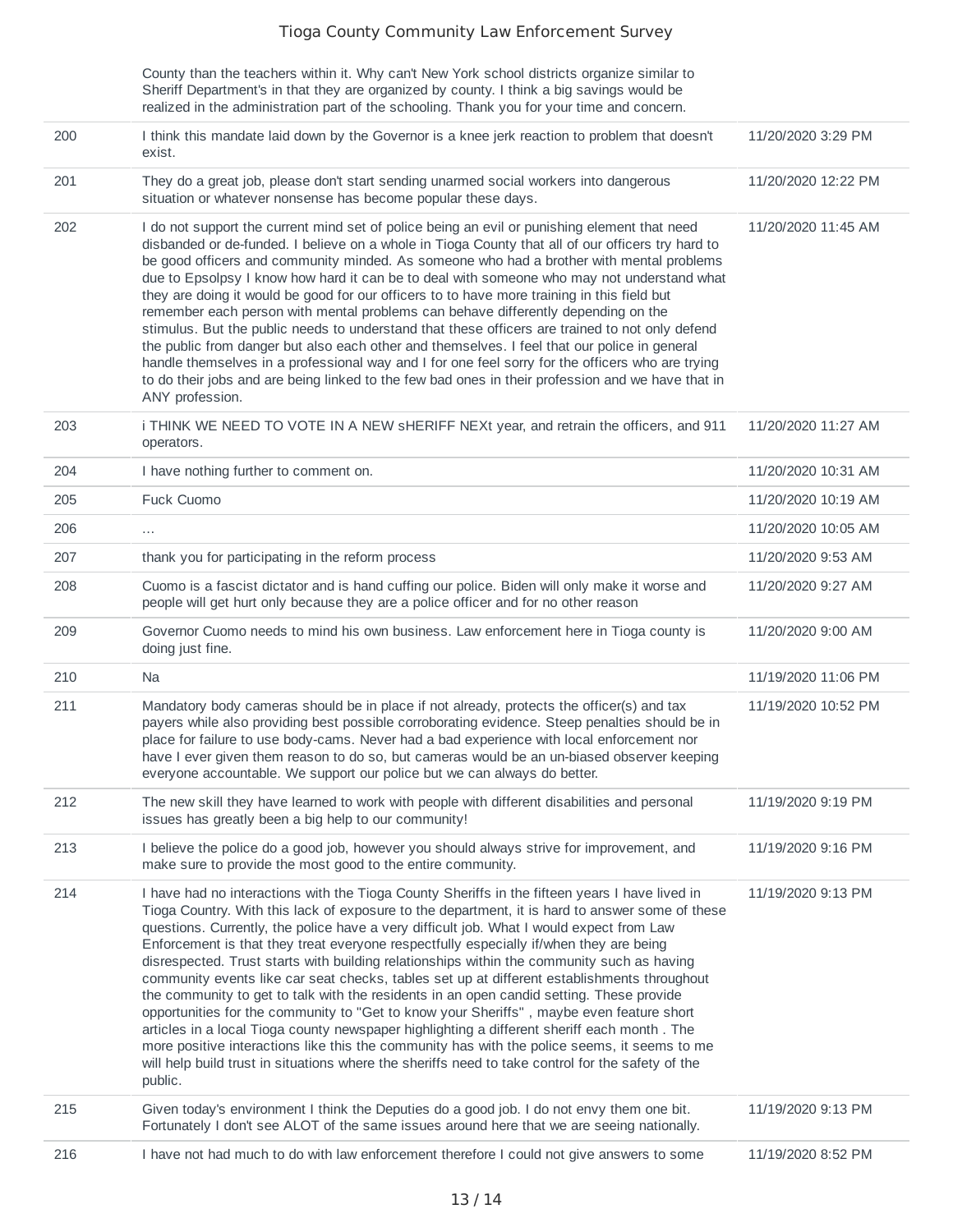| | | |
|---|---|---|
| | County than the teachers within it. Why can't New York school districts organize similar to Sheriff Department's in that they are organized by county. I think a big savings would be realized in the administration part of the schooling. Thank you for your time and concern. | |
| 200 | I think this mandate laid down by the Governor is a knee jerk reaction to problem that doesn't exist. | 11/20/2020 3:29 PM |
| 201 | They do a great job, please don't start sending unarmed social workers into dangerous situation or whatever nonsense has become popular these days. | 11/20/2020 12:22 PM |
| 202 | I do not support the current mind set of police being an evil or punishing element that need disbanded or de-funded. I believe on a whole in Tioga County that all of our officers try hard to be good officers and community minded. As someone who had a brother with mental problems due to Epsolpsy I know how hard it can be to deal with someone who may not understand what they are doing it would be good for our officers to to have more training in this field but remember each person with mental problems can behave differently depending on the stimulus. But the public needs to understand that these officers are trained to not only defend the public from danger but also each other and themselves. I feel that our police in general handle themselves in a professional way and I for one feel sorry for the officers who are trying to do their jobs and are being linked to the few bad ones in their profession and we have that in ANY profession. | 11/20/2020 11:45 AM |
| 203 | i THINK WE NEED TO VOTE IN A NEW sHERIFF NEXt year, and retrain the officers, and 911 operators. | 11/20/2020 11:27 AM |
| 204 | I have nothing further to comment on. | 11/20/2020 10:31 AM |
| 205 | Fuck Cuomo | 11/20/2020 10:19 AM |
| 206 | ... | 11/20/2020 10:05 AM |
| 207 | thank you for participating in the reform process | 11/20/2020 9:53 AM |
| 208 | Cuomo is a fascist dictator and is hand cuffing our police. Biden will only make it worse and people will get hurt only because they are a police officer and for no other reason | 11/20/2020 9:27 AM |
| 209 | Governor Cuomo needs to mind his own business. Law enforcement here in Tioga county is doing just fine. | 11/20/2020 9:00 AM |
| 210 | Na | 11/19/2020 11:06 PM |
| 211 | Mandatory body cameras should be in place if not already, protects the officer(s) and tax payers while also providing best possible corroborating evidence. Steep penalties should be in place for failure to use body-cams. Never had a bad experience with local enforcement nor have I ever given them reason to do so, but cameras would be an un-biased observer keeping everyone accountable. We support our police but we can always do better. | 11/19/2020 10:52 PM |
| 212 | The new skill they have learned to work with people with different disabilities and personal issues has greatly been a big help to our community! | 11/19/2020 9:19 PM |
| 213 | I believe the police do a good job, however you should always strive for improvement, and make sure to provide the most good to the entire community. | 11/19/2020 9:16 PM |
| 214 | I have had no interactions with the Tioga County Sheriffs in the fifteen years I have lived in Tioga Country. With this lack of exposure to the department, it is hard to answer some of these questions. Currently, the police have a very difficult job. What I would expect from Law Enforcement is that they treat everyone respectfully especially if/when they are being disrespected. Trust starts with building relationships within the community such as having community events like car seat checks, tables set up at different establishments throughout the community to get to talk with the residents in an open candid setting. These provide opportunities for the community to "Get to know your Sheriffs" , maybe even feature short articles in a local Tioga county newspaper highlighting a different sheriff each month . The more positive interactions like this the community has with the police seems, it seems to me will help build trust in situations where the sheriffs need to take control for the safety of the public. | 11/19/2020 9:13 PM |
| 215 | Given today's environment I think the Deputies do a good job. I do not envy them one bit. Fortunately I don't see ALOT of the same issues around here that we are seeing nationally. | 11/19/2020 9:13 PM |
| 216 | I have not had much to do with law enforcement therefore I could not give answers to some | 11/19/2020 8:52 PM |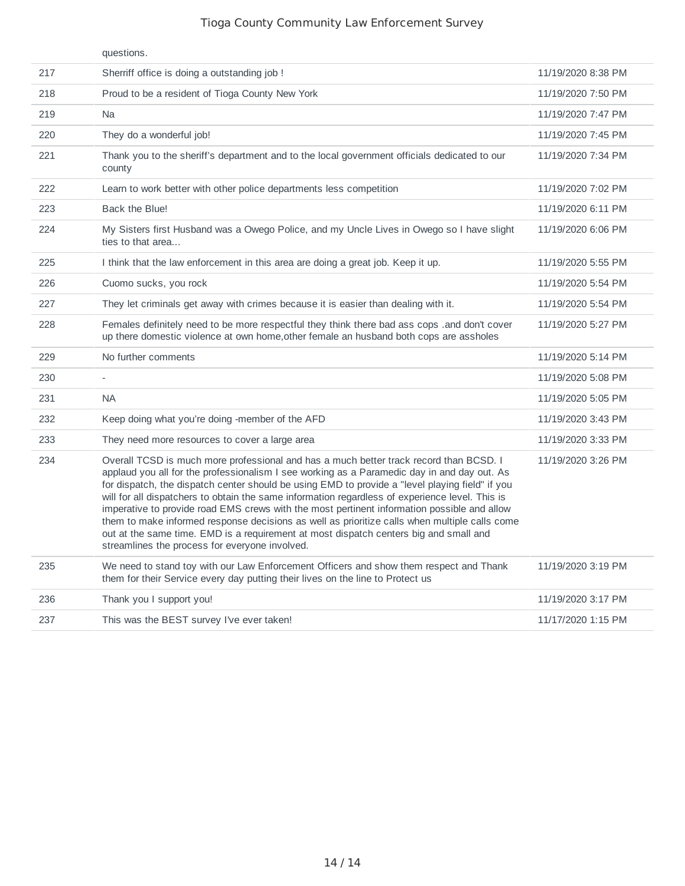| | | |
|---|---|---|
| | questions. | |
| 217 | Sherriff office is doing a outstanding job ! | 11/19/2020 8:38 PM |
| 218 | Proud to be a resident of Tioga County New York | 11/19/2020 7:50 PM |
| 219 | Na | 11/19/2020 7:47 PM |
| 220 | They do a wonderful job! | 11/19/2020 7:45 PM |
| 221 | Thank you to the sheriff's department and to the local government officials dedicated to our county | 11/19/2020 7:34 PM |
| 222 | Learn to work better with other police departments less competition | 11/19/2020 7:02 PM |
| 223 | Back the Blue! | 11/19/2020 6:11 PM |
| 224 | My Sisters first Husband was a Owego Police, and my Uncle Lives in Owego so I have slight ties to that area... | 11/19/2020 6:06 PM |
| 225 | I think that the law enforcement in this area are doing a great job. Keep it up. | 11/19/2020 5:55 PM |
| 226 | Cuomo sucks, you rock | 11/19/2020 5:54 PM |
| 227 | They let criminals get away with crimes because it is easier than dealing with it. | 11/19/2020 5:54 PM |
| 228 | Females definitely need to be more respectful they think there bad ass cops .and don't cover up there domestic violence at own home,other female an husband both cops are assholes | 11/19/2020 5:27 PM |
| 229 | No further comments | 11/19/2020 5:14 PM |
| 230 | - | 11/19/2020 5:08 PM |
| 231 | NA | 11/19/2020 5:05 PM |
| 232 | Keep doing what you're doing -member of the AFD | 11/19/2020 3:43 PM |
| 233 | They need more resources to cover a large area | 11/19/2020 3:33 PM |
| 234 | Overall TCSD is much more professional and has a much better track record than BCSD. I applaud you all for the professionalism I see working as a Paramedic day in and day out. As for dispatch, the dispatch center should be using EMD to provide a "level playing field" if you will for all dispatchers to obtain the same information regardless of experience level. This is imperative to provide road EMS crews with the most pertinent information possible and allow them to make informed response decisions as well as prioritize calls when multiple calls come out at the same time. EMD is a requirement at most dispatch centers big and small and streamlines the process for everyone involved. | 11/19/2020 3:26 PM |
| 235 | We need to stand toy with our Law Enforcement Officers and show them respect and Thank them for their Service every day putting their lives on the line to Protect us | 11/19/2020 3:19 PM |
| 236 | Thank you I support you! | 11/19/2020 3:17 PM |
| 237 | This was the BEST survey I've ever taken! | 11/17/2020 1:15 PM |